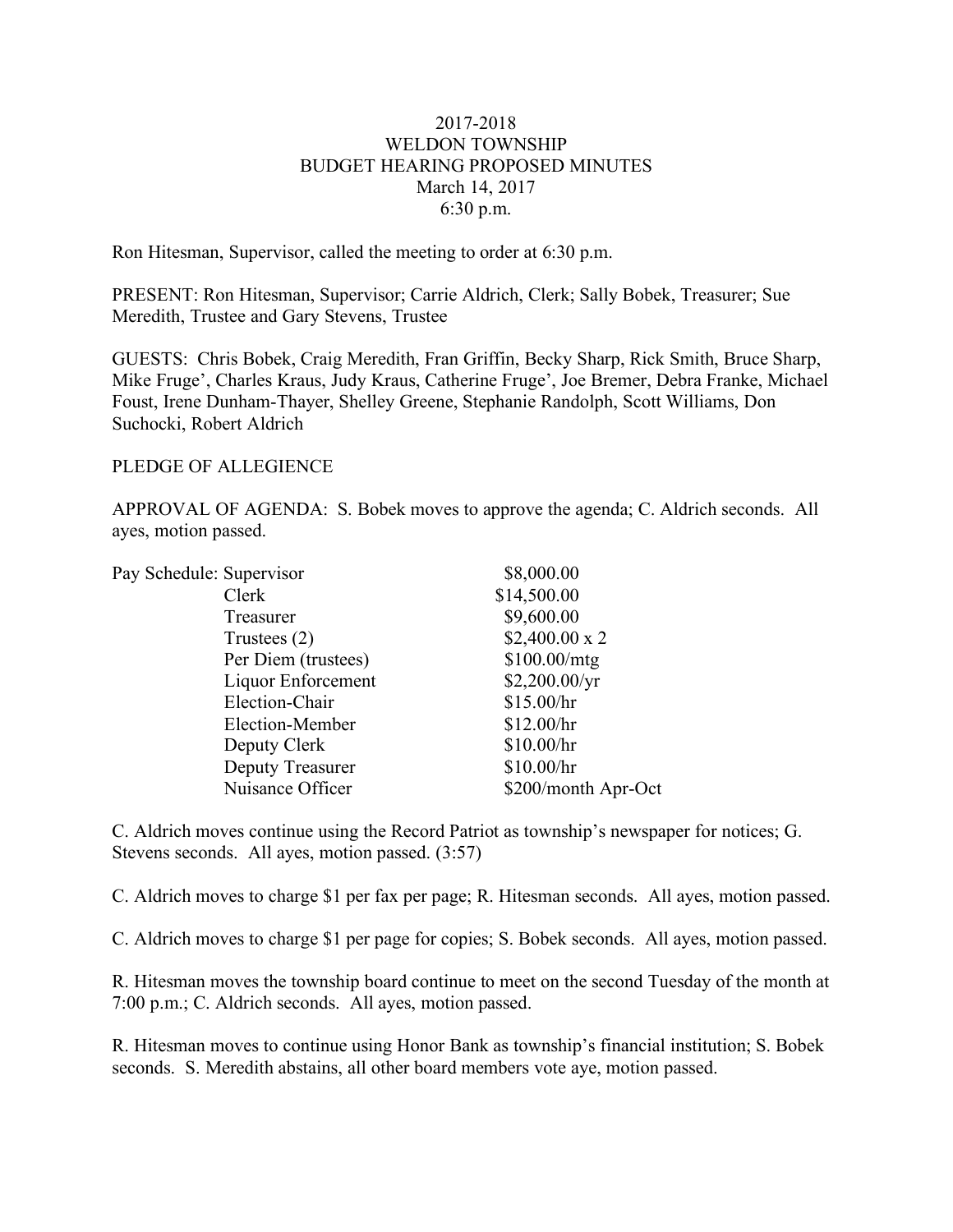2017-2018
WELDON TOWNSHIP
BUDGET HEARING PROPOSED MINUTES
March 14, 2017
6:30 p.m.

Ron Hitesman, Supervisor, called the meeting to order at 6:30 p.m.

PRESENT: Ron Hitesman, Supervisor; Carrie Aldrich, Clerk; Sally Bobek, Treasurer; Sue Meredith, Trustee and Gary Stevens, Trustee

GUESTS: Chris Bobek, Craig Meredith, Fran Griffin, Becky Sharp, Rick Smith, Bruce Sharp, Mike Fruge', Charles Kraus, Judy Kraus, Catherine Fruge', Joe Bremer, Debra Franke, Michael Foust, Irene Dunham-Thayer, Shelley Greene, Stephanie Randolph, Scott Williams, Don Suchocki, Robert Aldrich

PLEDGE OF ALLEGIENCE

APPROVAL OF AGENDA: S. Bobek moves to approve the agenda; C. Aldrich seconds. All ayes, motion passed.

| Pay Schedule: | |
|---|---|
| Supervisor | $8,000.00 |
| Clerk | $14,500.00 |
| Treasurer | $9,600.00 |
| Trustees (2) | $2,400.00 x 2 |
| Per Diem (trustees) | $100.00/mtg |
| Liquor Enforcement | $2,200.00/yr |
| Election-Chair | $15.00/hr |
| Election-Member | $12.00/hr |
| Deputy Clerk | $10.00/hr |
| Deputy Treasurer | $10.00/hr |
| Nuisance Officer | $200/month Apr-Oct |

C. Aldrich moves continue using the Record Patriot as township's newspaper for notices; G. Stevens seconds. All ayes, motion passed. (3:57)

C. Aldrich moves to charge $1 per fax per page; R. Hitesman seconds. All ayes, motion passed.

C. Aldrich moves to charge $1 per page for copies; S. Bobek seconds. All ayes, motion passed.

R. Hitesman moves the township board continue to meet on the second Tuesday of the month at 7:00 p.m.; C. Aldrich seconds. All ayes, motion passed.

R. Hitesman moves to continue using Honor Bank as township's financial institution; S. Bobek seconds. S. Meredith abstains, all other board members vote aye, motion passed.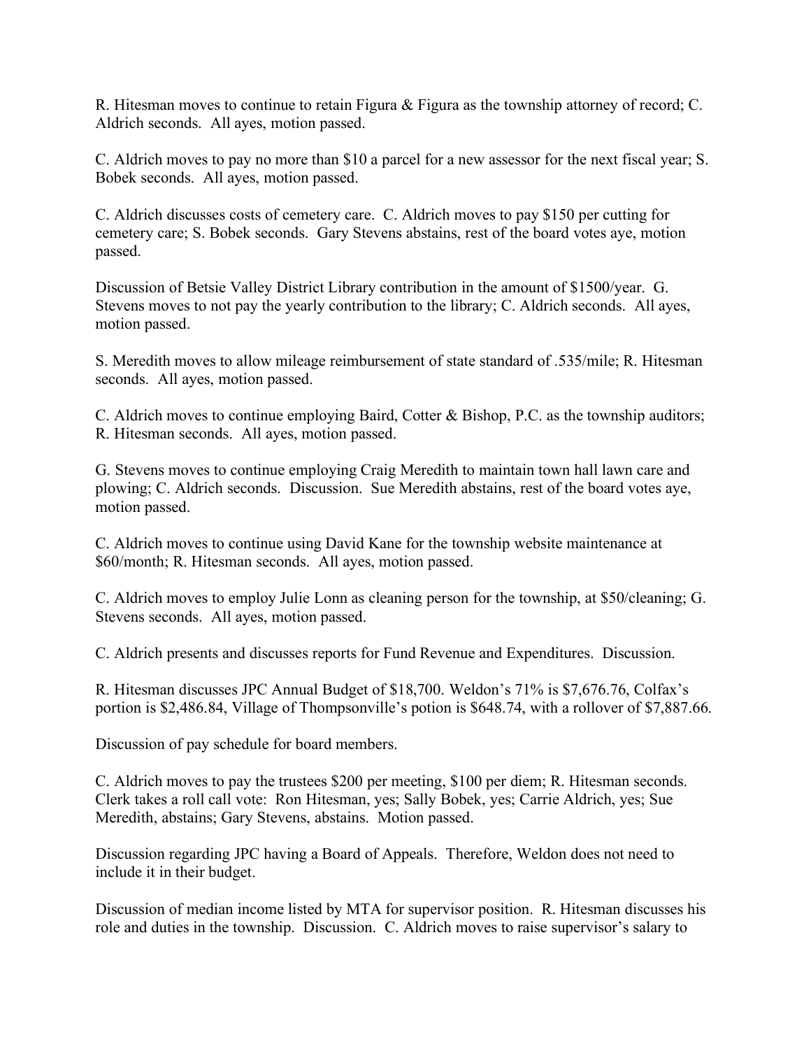R. Hitesman moves to continue to retain Figura & Figura as the township attorney of record; C. Aldrich seconds. All ayes, motion passed.

C. Aldrich moves to pay no more than $10 a parcel for a new assessor for the next fiscal year; S. Bobek seconds. All ayes, motion passed.

C. Aldrich discusses costs of cemetery care. C. Aldrich moves to pay $150 per cutting for cemetery care; S. Bobek seconds. Gary Stevens abstains, rest of the board votes aye, motion passed.

Discussion of Betsie Valley District Library contribution in the amount of $1500/year. G. Stevens moves to not pay the yearly contribution to the library; C. Aldrich seconds. All ayes, motion passed.

S. Meredith moves to allow mileage reimbursement of state standard of .535/mile; R. Hitesman seconds. All ayes, motion passed.

C. Aldrich moves to continue employing Baird, Cotter & Bishop, P.C. as the township auditors; R. Hitesman seconds. All ayes, motion passed.

G. Stevens moves to continue employing Craig Meredith to maintain town hall lawn care and plowing; C. Aldrich seconds. Discussion. Sue Meredith abstains, rest of the board votes aye, motion passed.

C. Aldrich moves to continue using David Kane for the township website maintenance at $60/month; R. Hitesman seconds. All ayes, motion passed.

C. Aldrich moves to employ Julie Lonn as cleaning person for the township, at $50/cleaning; G. Stevens seconds. All ayes, motion passed.

C. Aldrich presents and discusses reports for Fund Revenue and Expenditures. Discussion.

R. Hitesman discusses JPC Annual Budget of $18,700. Weldon's 71% is $7,676.76, Colfax's portion is $2,486.84, Village of Thompsonville's potion is $648.74, with a rollover of $7,887.66.

Discussion of pay schedule for board members.

C. Aldrich moves to pay the trustees $200 per meeting, $100 per diem; R. Hitesman seconds. Clerk takes a roll call vote: Ron Hitesman, yes; Sally Bobek, yes; Carrie Aldrich, yes; Sue Meredith, abstains; Gary Stevens, abstains. Motion passed.

Discussion regarding JPC having a Board of Appeals. Therefore, Weldon does not need to include it in their budget.

Discussion of median income listed by MTA for supervisor position. R. Hitesman discusses his role and duties in the township. Discussion. C. Aldrich moves to raise supervisor's salary to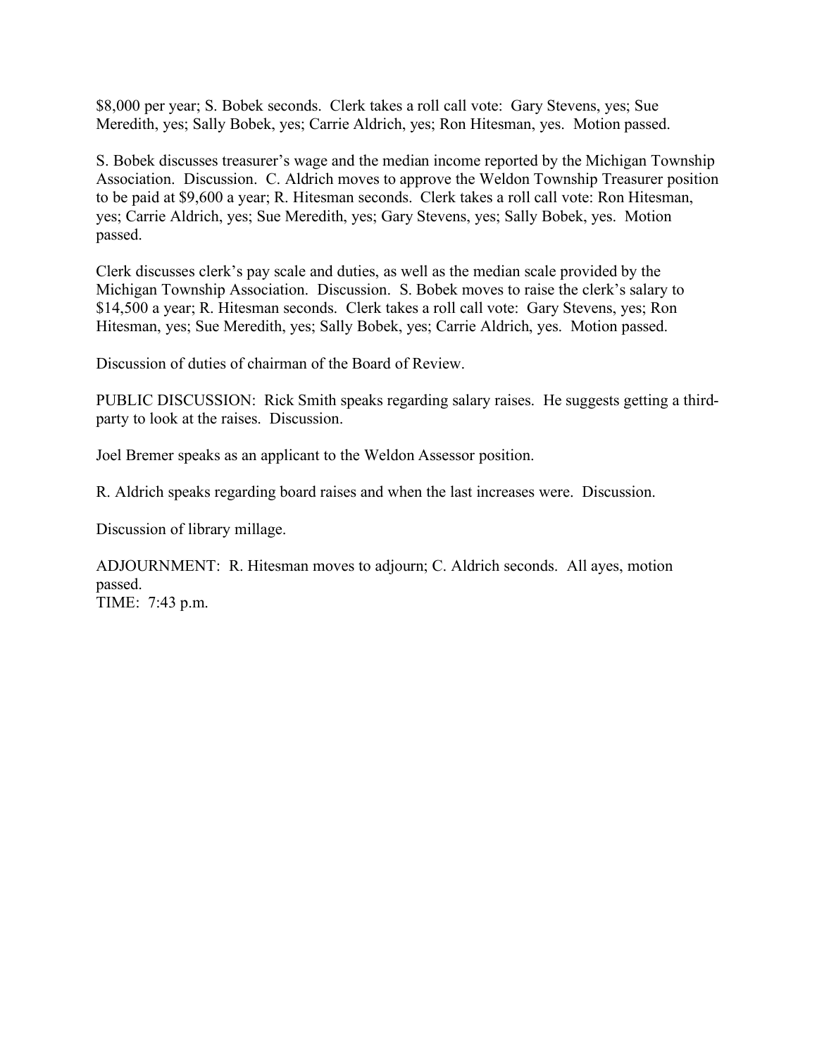$8,000 per year; S. Bobek seconds. Clerk takes a roll call vote: Gary Stevens, yes; Sue Meredith, yes; Sally Bobek, yes; Carrie Aldrich, yes; Ron Hitesman, yes. Motion passed.

S. Bobek discusses treasurer's wage and the median income reported by the Michigan Township Association. Discussion. C. Aldrich moves to approve the Weldon Township Treasurer position to be paid at $9,600 a year; R. Hitesman seconds. Clerk takes a roll call vote: Ron Hitesman, yes; Carrie Aldrich, yes; Sue Meredith, yes; Gary Stevens, yes; Sally Bobek, yes. Motion passed.

Clerk discusses clerk's pay scale and duties, as well as the median scale provided by the Michigan Township Association. Discussion. S. Bobek moves to raise the clerk's salary to $14,500 a year; R. Hitesman seconds. Clerk takes a roll call vote: Gary Stevens, yes; Ron Hitesman, yes; Sue Meredith, yes; Sally Bobek, yes; Carrie Aldrich, yes. Motion passed.

Discussion of duties of chairman of the Board of Review.

PUBLIC DISCUSSION: Rick Smith speaks regarding salary raises. He suggests getting a third-party to look at the raises. Discussion.

Joel Bremer speaks as an applicant to the Weldon Assessor position.

R. Aldrich speaks regarding board raises and when the last increases were. Discussion.

Discussion of library millage.

ADJOURNMENT: R. Hitesman moves to adjourn; C. Aldrich seconds. All ayes, motion passed.
TIME: 7:43 p.m.